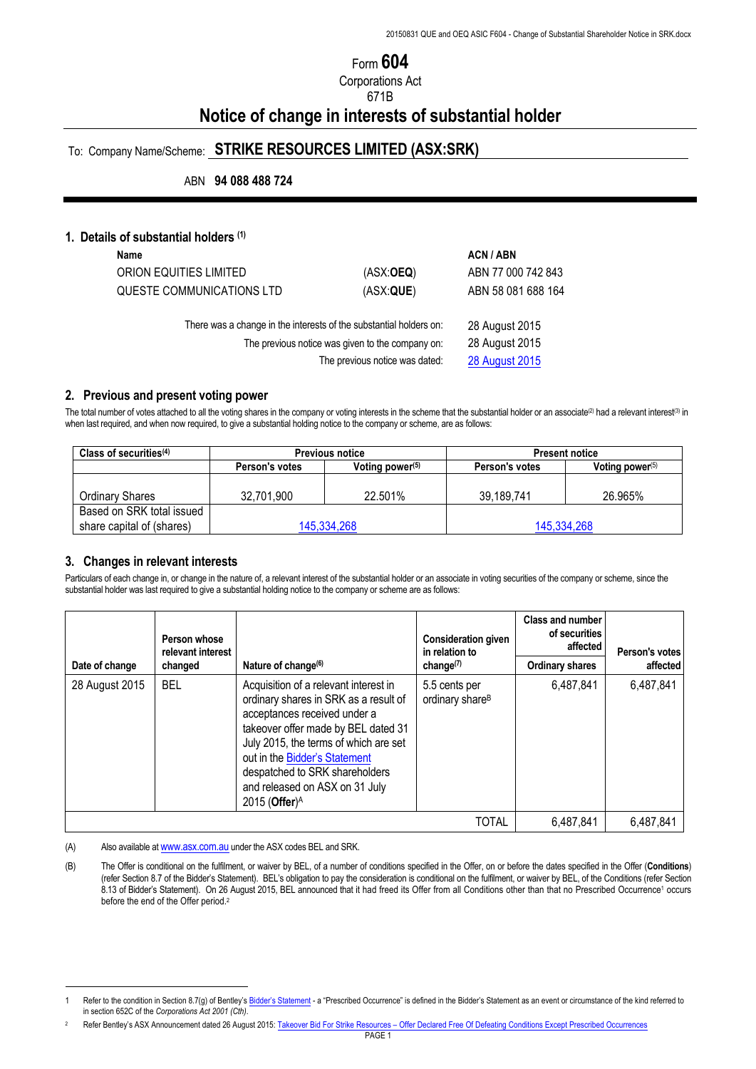Form **604**

Corporations Act

671B

# Notice of change in interests of substantial holder

To: Company Name/Scheme: **STRIKE RESOURCES LIMITED (ASX:SRK)**

ABN **94 088 488 724**

## 1. Details of substantial holders [(1)]

| Name | | ACN / ABN |
|---|---|---|
| ORION EQUITIES LIMITED | (ASX:**OEQ**) | ABN 77 000 742 843 |
| QUESTE COMMUNICATIONS LTD | (ASX:**QUE**) | ABN 58 081 688 164 |

| | |
|---|---|
| There was a change in the interests of the substantial holders on: | 28 August 2015 |
| The previous notice was given to the company on: | 28 August 2015 |
| The previous notice was dated: | 28 August 2015 |

## 2. Previous and present voting power

The total number of votes attached to all the voting shares in the company or voting interests in the scheme that the substantial holder or an associate[(2)] had a relevant interest[(3)] in when last required, and when now required, to give a substantial holding notice to the company or scheme, are as follows:

| Class of securities[(4)] | Previous notice | | Present notice | |
|---|---|---|---|---|
| | Person's votes | Voting power[(5)] | Person's votes | Voting power[(5)] |
| Ordinary Shares | 32,701,900 | 22.501% | 39,189,741 | 26.965% |
| Based on SRK total issued share capital of (shares) | 145,334,268 | | 145,334,268 | |

## 3. Changes in relevant interests

Particulars of each change in, or change in the nature of, a relevant interest of the substantial holder or an associate in voting securities of the company or scheme, since the substantial holder was last required to give a substantial holding notice to the company or scheme are as follows:

| Date of change | Person whose relevant interest changed | Nature of change[(6)] | Consideration given in relation to change[(7)] | Class and number of securities affected: Ordinary shares | Person's votes affected |
|---|---|---|---|---|---|
| 28 August 2015 | BEL | Acquisition of a relevant interest in ordinary shares in SRK as a result of acceptances received under a takeover offer made by BEL dated 31 July 2015, the terms of which are set out in the Bidder's Statement despatched to SRK shareholders and released on ASX on 31 July 2015 (**Offer**)[A] | 5.5 cents per ordinary share[B] | 6,487,841 | 6,487,841 |
| | | | TOTAL | 6,487,841 | 6,487,841 |

(A) Also available at www.asx.com.au under the ASX codes BEL and SRK.

(B) The Offer is conditional on the fulfilment, or waiver by BEL, of a number of conditions specified in the Offer, on or before the dates specified in the Offer (**Conditions**) (refer Section 8.7 of the Bidder's Statement). BEL's obligation to pay the consideration is conditional on the fulfilment, or waiver by BEL, of the Conditions (refer Section 8.13 of Bidder's Statement). On 26 August 2015, BEL announced that it had freed its Offer from all Conditions other than that no Prescribed Occurrence[1] occurs before the end of the Offer period.[2]

---

[1] Refer to the condition in Section 8.7(g) of Bentley's Bidder's Statement - a "Prescribed Occurrence" is defined in the Bidder's Statement as an event or circumstance of the kind referred to in section 652C of the *Corporations Act 2001 (Cth)*.

[2] Refer Bentley's ASX Announcement dated 26 August 2015: Takeover Bid For Strike Resources – Offer Declared Free Of Defeating Conditions Except Prescribed Occurrences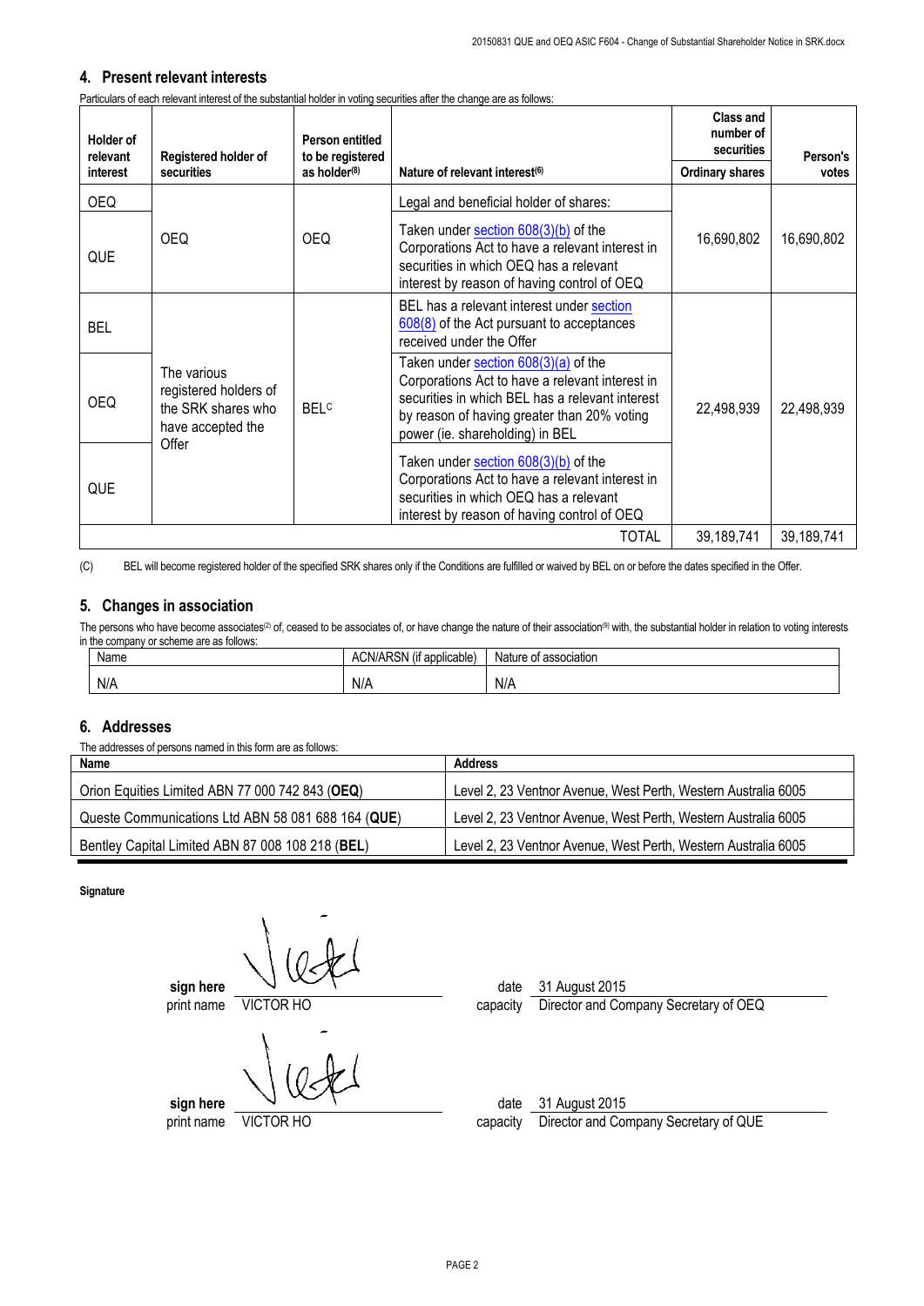## 4. Present relevant interests

Particulars of each relevant interest of the substantial holder in voting securities after the change are as follows:

| Holder of relevant interest | Registered holder of securities | Person entitled to be registered as holder[(8)] | Nature of relevant interest[(6)] | Class and number of securities | Person's votes |
|---|---|---|---|---|---|
| | | | | Ordinary shares | |
| OEQ | OEQ | OEQ | Legal and beneficial holder of shares: | 16,690,802 | 16,690,802 |
| QUE | | | Taken under section 608(3)(b) of the Corporations Act to have a relevant interest in securities in which OEQ has a relevant interest by reason of having control of OEQ | | |
| BEL | The various registered holders of the SRK shares who have accepted the Offer | BEL[C] | BEL has a relevant interest under section 608(8) of the Act pursuant to acceptances received under the Offer | 22,498,939 | 22,498,939 |
| OEQ | | | Taken under section 608(3)(a) of the Corporations Act to have a relevant interest in securities in which BEL has a relevant interest by reason of having greater than 20% voting power (ie. shareholding) in BEL | | |
| QUE | | | Taken under section 608(3)(b) of the Corporations Act to have a relevant interest in securities in which OEQ has a relevant interest by reason of having control of OEQ | | |
| | | | TOTAL | 39,189,741 | 39,189,741 |

(C) BEL will become registered holder of the specified SRK shares only if the Conditions are fulfilled or waived by BEL on or before the dates specified in the Offer.

## 5. Changes in association

The persons who have become associates[(2)] of, ceased to be associates of, or have change the nature of their association[(9)] with, the substantial holder in relation to voting interests in the company or scheme are as follows:

| Name | ACN/ARSN (if applicable) | Nature of association |
|---|---|---|
| N/A | N/A | N/A |

## 6. Addresses

The addresses of persons named in this form are as follows:

| Name | Address |
|---|---|
| Orion Equities Limited ABN 77 000 742 843 (**OEQ**) | Level 2, 23 Ventnor Avenue, West Perth, Western Australia 6005 |
| Queste Communications Ltd ABN 58 081 688 164 (**QUE**) | Level 2, 23 Ventnor Avenue, West Perth, Western Australia 6005 |
| Bentley Capital Limited ABN 87 008 108 218 (**BEL**) | Level 2, 23 Ventnor Avenue, West Perth, Western Australia 6005 |

**Signature**

sign here [signature] date 31 August 2015
print name VICTOR HO capacity Director and Company Secretary of OEQ

sign here [signature] date 31 August 2015
print name VICTOR HO capacity Director and Company Secretary of QUE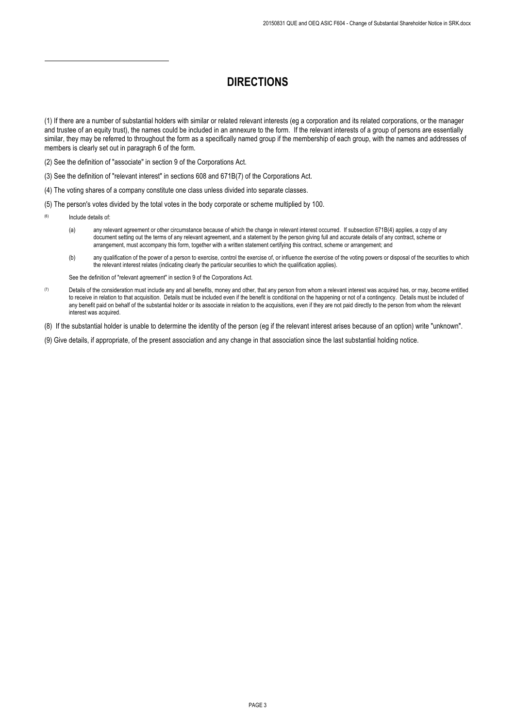# DIRECTIONS

(1) If there are a number of substantial holders with similar or related relevant interests (eg a corporation and its related corporations, or the manager and trustee of an equity trust), the names could be included in an annexure to the form. If the relevant interests of a group of persons are essentially similar, they may be referred to throughout the form as a specifically named group if the membership of each group, with the names and addresses of members is clearly set out in paragraph 6 of the form.

(2) See the definition of "associate" in section 9 of the Corporations Act.

(3) See the definition of "relevant interest" in sections 608 and 671B(7) of the Corporations Act.

(4) The voting shares of a company constitute one class unless divided into separate classes.

(5) The person's votes divided by the total votes in the body corporate or scheme multiplied by 100.

(6) Include details of:

(a) any relevant agreement or other circumstance because of which the change in relevant interest occurred. If subsection 671B(4) applies, a copy of any document setting out the terms of any relevant agreement, and a statement by the person giving full and accurate details of any contract, scheme or arrangement, must accompany this form, together with a written statement certifying this contract, scheme or arrangement; and

(b) any qualification of the power of a person to exercise, control the exercise of, or influence the exercise of the voting powers or disposal of the securities to which the relevant interest relates (indicating clearly the particular securities to which the qualification applies).

See the definition of "relevant agreement" in section 9 of the Corporations Act.

(7) Details of the consideration must include any and all benefits, money and other, that any person from whom a relevant interest was acquired has, or may, become entitled to receive in relation to that acquisition. Details must be included even if the benefit is conditional on the happening or not of a contingency. Details must be included of any benefit paid on behalf of the substantial holder or its associate in relation to the acquisitions, even if they are not paid directly to the person from whom the relevant interest was acquired.

(8) If the substantial holder is unable to determine the identity of the person (eg if the relevant interest arises because of an option) write "unknown".

(9) Give details, if appropriate, of the present association and any change in that association since the last substantial holding notice.